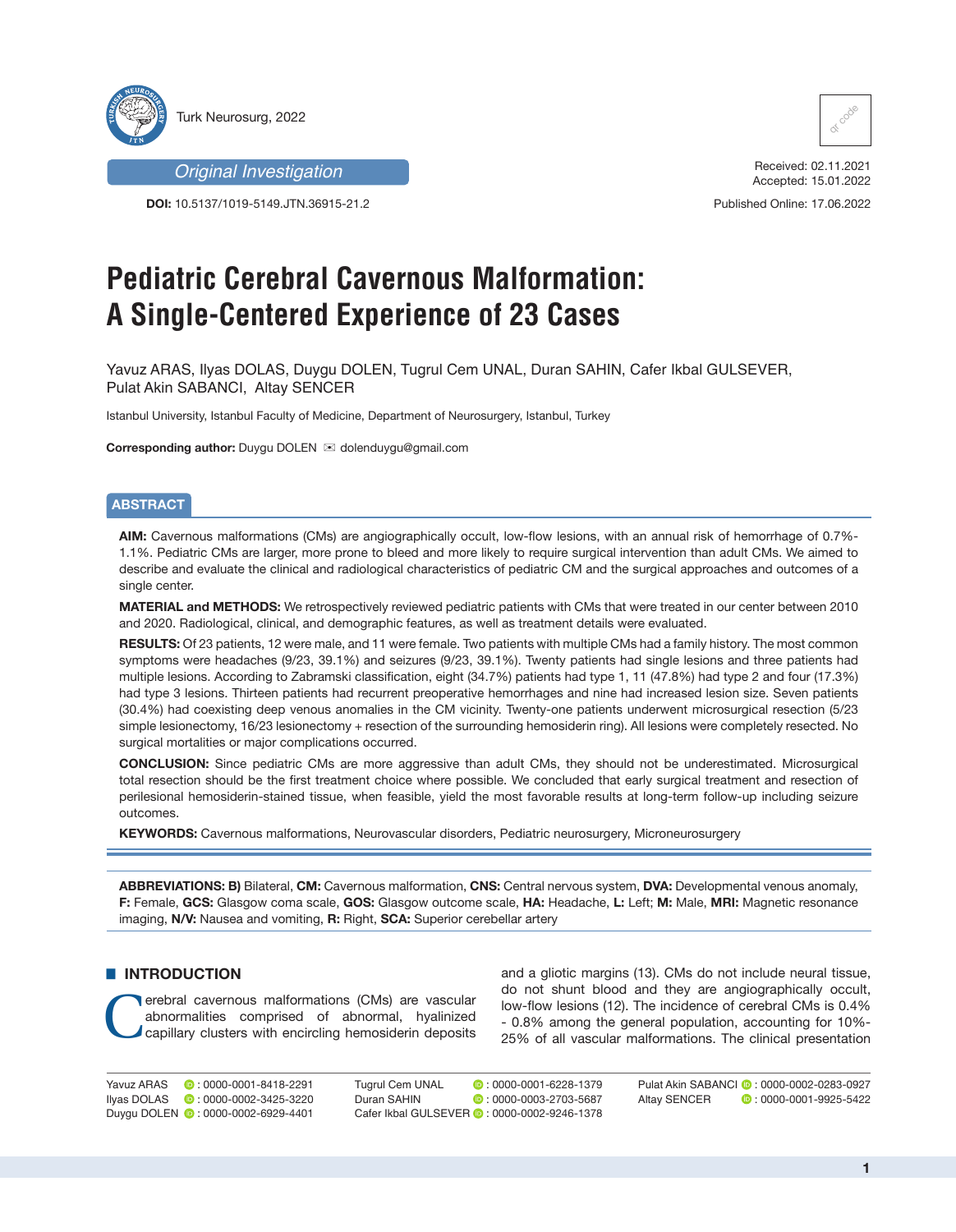Original Investigation

**DOI:** 10.5137/1019-5149.JTN.36915-21.2

Received: 02.11.2021
Accepted: 15.01.2022

Published Online: 17.06.2022

# Pediatric Cerebral Cavernous Malformation: A Single-Centered Experience of 23 Cases

Yavuz ARAS, Ilyas DOLAS, Duygu DOLEN, Tugrul Cem UNAL, Duran SAHIN, Cafer Ikbal GULSEVER, Pulat Akin SABANCI, Altay SENCER

Istanbul University, Istanbul Faculty of Medicine, Department of Neurosurgery, Istanbul, Turkey

**Corresponding author:** Duygu DOLEN ✉ dolenduygu@gmail.com

## ABSTRACT

**AIM:** Cavernous malformations (CMs) are angiographically occult, low-flow lesions, with an annual risk of hemorrhage of 0.7%-1.1%. Pediatric CMs are larger, more prone to bleed and more likely to require surgical intervention than adult CMs. We aimed to describe and evaluate the clinical and radiological characteristics of pediatric CM and the surgical approaches and outcomes of a single center.

**MATERIAL and METHODS:** We retrospectively reviewed pediatric patients with CMs that were treated in our center between 2010 and 2020. Radiological, clinical, and demographic features, as well as treatment details were evaluated.

**RESULTS:** Of 23 patients, 12 were male, and 11 were female. Two patients with multiple CMs had a family history. The most common symptoms were headaches (9/23, 39.1%) and seizures (9/23, 39.1%). Twenty patients had single lesions and three patients had multiple lesions. According to Zabramski classification, eight (34.7%) patients had type 1, 11 (47.8%) had type 2 and four (17.3%) had type 3 lesions. Thirteen patients had recurrent preoperative hemorrhages and nine had increased lesion size. Seven patients (30.4%) had coexisting deep venous anomalies in the CM vicinity. Twenty-one patients underwent microsurgical resection (5/23 simple lesionectomy, 16/23 lesionectomy + resection of the surrounding hemosiderin ring). All lesions were completely resected. No surgical mortalities or major complications occurred.

**CONCLUSION:** Since pediatric CMs are more aggressive than adult CMs, they should not be underestimated. Microsurgical total resection should be the first treatment choice where possible. We concluded that early surgical treatment and resection of perilesional hemosiderin-stained tissue, when feasible, yield the most favorable results at long-term follow-up including seizure outcomes.

**KEYWORDS:** Cavernous malformations, Neurovascular disorders, Pediatric neurosurgery, Microneurosurgery

**ABBREVIATIONS: B)** Bilateral, **CM:** Cavernous malformation, **CNS:** Central nervous system, **DVA:** Developmental venous anomaly, **F:** Female, **GCS:** Glasgow coma scale, **GOS:** Glasgow outcome scale, **HA:** Headache, **L:** Left; **M:** Male, **MRI:** Magnetic resonance imaging, **N/V:** Nausea and vomiting, **R:** Right, **SCA:** Superior cerebellar artery

## INTRODUCTION

Cerebral cavernous malformations (CMs) are vascular abnormalities comprised of abnormal, hyalinized capillary clusters with encircling hemosiderin deposits and a gliotic margins (13). CMs do not include neural tissue, do not shunt blood and they are angiographically occult, low-flow lesions (12). The incidence of cerebral CMs is 0.4% - 0.8% among the general population, accounting for 10%-25% of all vascular malformations. The clinical presentation

Yavuz ARAS : 0000-0001-8418-2291
Ilyas DOLAS : 0000-0002-3425-3220
Duygu DOLEN : 0000-0002-6929-4401
Tugrul Cem UNAL : 0000-0001-6228-1379
Duran SAHIN : 0000-0003-2703-5687
Cafer Ikbal GULSEVER : 0000-0002-9246-1378
Pulat Akin SABANCI : 0000-0002-0283-0927
Altay SENCER : 0000-0001-9925-5422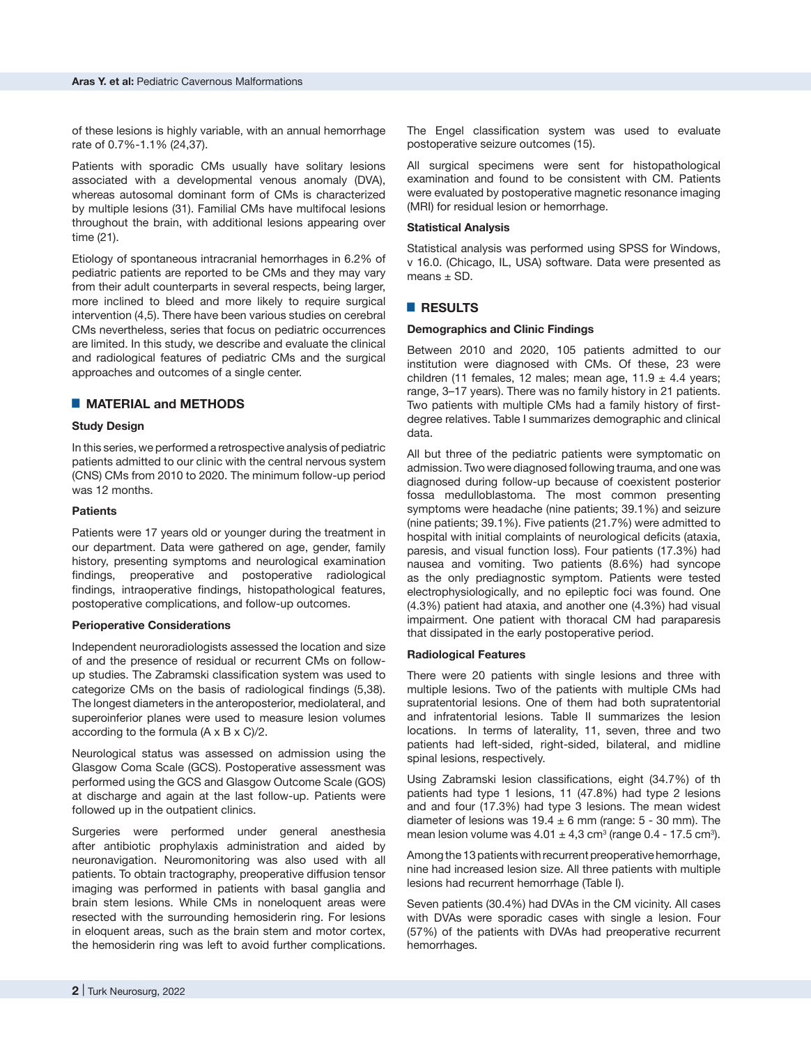of these lesions is highly variable, with an annual hemorrhage rate of 0.7%-1.1% (24,37).

Patients with sporadic CMs usually have solitary lesions associated with a developmental venous anomaly (DVA), whereas autosomal dominant form of CMs is characterized by multiple lesions (31). Familial CMs have multifocal lesions throughout the brain, with additional lesions appearing over time (21).

Etiology of spontaneous intracranial hemorrhages in 6.2% of pediatric patients are reported to be CMs and they may vary from their adult counterparts in several respects, being larger, more inclined to bleed and more likely to require surgical intervention (4,5). There have been various studies on cerebral CMs nevertheless, series that focus on pediatric occurrences are limited. In this study, we describe and evaluate the clinical and radiological features of pediatric CMs and the surgical approaches and outcomes of a single center.

## MATERIAL and METHODS

### Study Design

In this series, we performed a retrospective analysis of pediatric patients admitted to our clinic with the central nervous system (CNS) CMs from 2010 to 2020. The minimum follow-up period was 12 months.

### Patients

Patients were 17 years old or younger during the treatment in our department. Data were gathered on age, gender, family history, presenting symptoms and neurological examination findings, preoperative and postoperative radiological findings, intraoperative findings, histopathological features, postoperative complications, and follow-up outcomes.

### Perioperative Considerations

Independent neuroradiologists assessed the location and size of and the presence of residual or recurrent CMs on follow-up studies. The Zabramski classification system was used to categorize CMs on the basis of radiological findings (5,38). The longest diameters in the anteroposterior, mediolateral, and superoinferior planes were used to measure lesion volumes according to the formula (A x B x C)/2.

Neurological status was assessed on admission using the Glasgow Coma Scale (GCS). Postoperative assessment was performed using the GCS and Glasgow Outcome Scale (GOS) at discharge and again at the last follow-up. Patients were followed up in the outpatient clinics.

Surgeries were performed under general anesthesia after antibiotic prophylaxis administration and aided by neuronavigation. Neuromonitoring was also used with all patients. To obtain tractography, preoperative diffusion tensor imaging was performed in patients with basal ganglia and brain stem lesions. While CMs in noneloquent areas were resected with the surrounding hemosiderin ring. For lesions in eloquent areas, such as the brain stem and motor cortex, the hemosiderin ring was left to avoid further complications.

The Engel classification system was used to evaluate postoperative seizure outcomes (15).

All surgical specimens were sent for histopathological examination and found to be consistent with CM. Patients were evaluated by postoperative magnetic resonance imaging (MRI) for residual lesion or hemorrhage.

### Statistical Analysis

Statistical analysis was performed using SPSS for Windows, v 16.0. (Chicago, IL, USA) software. Data were presented as means ± SD.

## RESULTS

### Demographics and Clinic Findings

Between 2010 and 2020, 105 patients admitted to our institution were diagnosed with CMs. Of these, 23 were children (11 females, 12 males; mean age, 11.9 ± 4.4 years; range, 3–17 years). There was no family history in 21 patients. Two patients with multiple CMs had a family history of first-degree relatives. Table I summarizes demographic and clinical data.

All but three of the pediatric patients were symptomatic on admission. Two were diagnosed following trauma, and one was diagnosed during follow-up because of coexistent posterior fossa medulloblastoma. The most common presenting symptoms were headache (nine patients; 39.1%) and seizure (nine patients; 39.1%). Five patients (21.7%) were admitted to hospital with initial complaints of neurological deficits (ataxia, paresis, and visual function loss). Four patients (17.3%) had nausea and vomiting. Two patients (8.6%) had syncope as the only prediagnostic symptom. Patients were tested electrophysiologically, and no epileptic foci was found. One (4.3%) patient had ataxia, and another one (4.3%) had visual impairment. One patient with thoracal CM had paraparesis that dissipated in the early postoperative period.

### Radiological Features

There were 20 patients with single lesions and three with multiple lesions. Two of the patients with multiple CMs had supratentorial lesions. One of them had both supratentorial and infratentorial lesions. Table II summarizes the lesion locations. In terms of laterality, 11, seven, three and two patients had left-sided, right-sided, bilateral, and midline spinal lesions, respectively.

Using Zabramski lesion classifications, eight (34.7%) of th patients had type 1 lesions, 11 (47.8%) had type 2 lesions and and four (17.3%) had type 3 lesions. The mean widest diameter of lesions was 19.4 ± 6 mm (range: 5 - 30 mm). The mean lesion volume was 4.01 ± 4,3 $cm^3$ (range 0.4 - 17.5 $cm^3$).

Among the 13 patients with recurrent preoperative hemorrhage, nine had increased lesion size. All three patients with multiple lesions had recurrent hemorrhage (Table I).

Seven patients (30.4%) had DVAs in the CM vicinity. All cases with DVAs were sporadic cases with single a lesion. Four (57%) of the patients with DVAs had preoperative recurrent hemorrhages.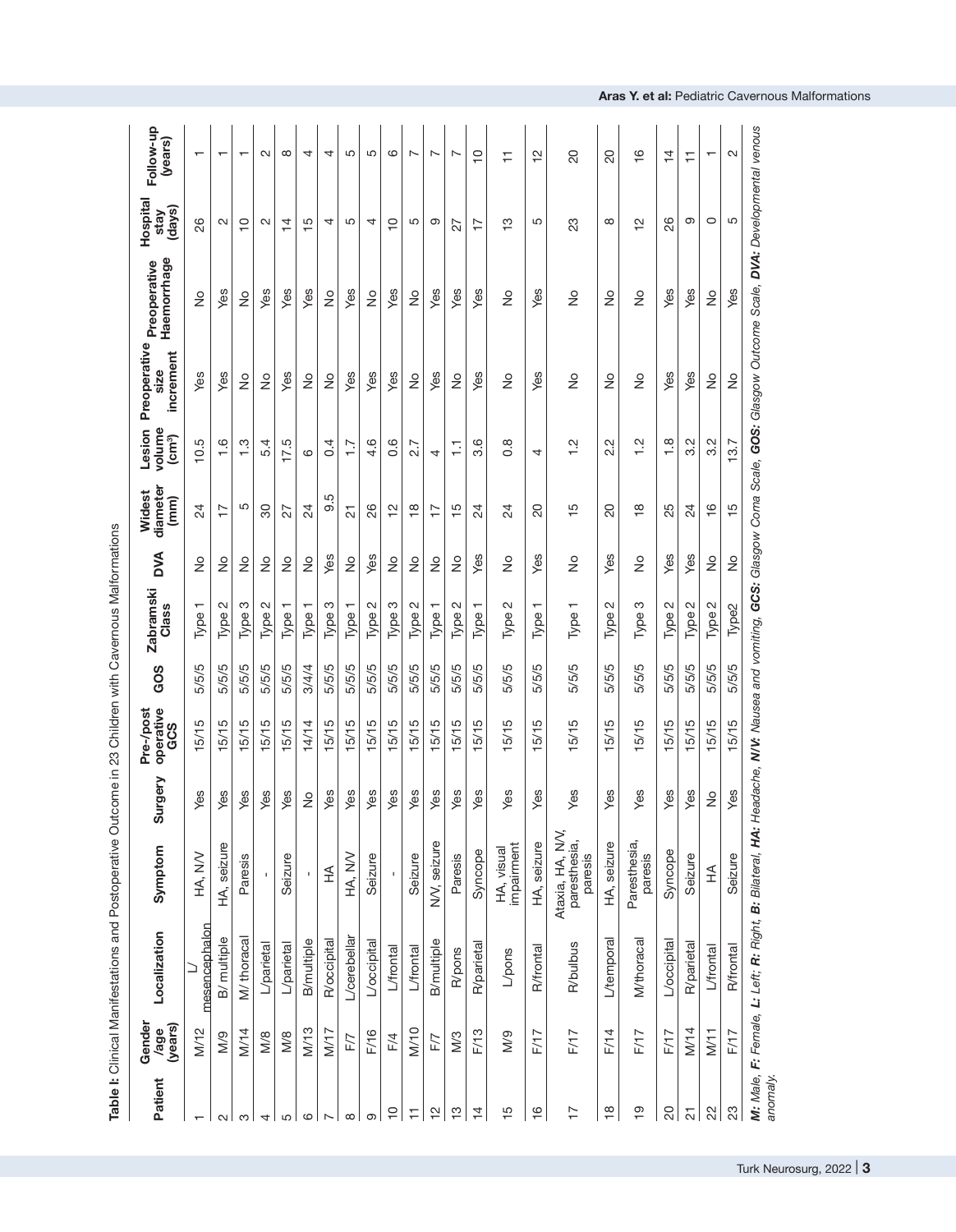**Table I:** Clinical Manifestations and Postoperative Outcome in 23 Children with Cavernous Malformations

| Patient | Gender /age (years) | Localization | Symptom | Surgery | Pre-/post operative GCS | GOS | Zabramski Class | DVA | Widest diameter (mm) | Lesion volume (cm³) | Preoperative size increment | Preoperative Haemorrhage | Hospital stay (days) | Follow-up (years) |
|---|---|---|---|---|---|---|---|---|---|---|---|---|---|---|
| 1 | M/12 | L/ mesencephalon | HA, N/V | Yes | 15/15 | 5/5/5 | Type 1 | No | 24 | 10.5 | Yes | No | 26 | 1 |
| 2 | M/9 | B/ multiple | HA, seizure | Yes | 15/15 | 5/5/5 | Type 2 | No | 17 | 1.6 | Yes | Yes | 2 | 1 |
| 3 | M/14 | M/ thoracal | Paresis | Yes | 15/15 | 5/5/5 | Type 3 | No | 5 | 1.3 | No | No | 10 | 1 |
| 4 | M/8 | L/parietal | - | Yes | 15/15 | 5/5/5 | Type 2 | No | 30 | 5.4 | No | Yes | 2 | 2 |
| 5 | M/8 | L/parietal | Seizure | Yes | 15/15 | 5/5/5 | Type 1 | No | 27 | 17.5 | Yes | Yes | 14 | 8 |
| 6 | M/13 | B/multiple | - | No | 14/14 | 3/4/4 | Type 1 | No | 24 | 6 | No | Yes | 15 | 4 |
| 7 | M/17 | R/occipital | HA | Yes | 15/15 | 5/5/5 | Type 3 | Yes | 9.5 | 0.4 | No | No | 4 | 4 |
| 8 | F/7 | L/cerebellar | HA, N/V | Yes | 15/15 | 5/5/5 | Type 1 | No | 21 | 1.7 | Yes | Yes | 5 | 5 |
| 9 | F/16 | L/occipital | Seizure | Yes | 15/15 | 5/5/5 | Type 2 | Yes | 26 | 4.6 | Yes | No | 4 | 5 |
| 10 | F/4 | L/frontal | - | Yes | 15/15 | 5/5/5 | Type 3 | No | 12 | 0.6 | Yes | Yes | 10 | 6 |
| 11 | M/10 | L/frontal | Seizure | Yes | 15/15 | 5/5/5 | Type 2 | No | 18 | 2.7 | No | No | 5 | 7 |
| 12 | F/7 | B/multiple | N/V, seizure | Yes | 15/15 | 5/5/5 | Type 1 | No | 17 | 4 | Yes | Yes | 9 | 7 |
| 13 | M/3 | R/pons | Paresis | Yes | 15/15 | 5/5/5 | Type 2 | No | 15 | 1.1 | No | Yes | 27 | 7 |
| 14 | F/13 | R/parietal | Syncope | Yes | 15/15 | 5/5/5 | Type 1 | Yes | 24 | 3.6 | Yes | Yes | 17 | 10 |
| 15 | M/9 | L/pons | HA, visual impairment | Yes | 15/15 | 5/5/5 | Type 2 | No | 24 | 0.8 | No | No | 13 | 11 |
| 16 | F/17 | R/frontal | HA, seizure | Yes | 15/15 | 5/5/5 | Type 1 | Yes | 20 | 4 | Yes | Yes | 5 | 12 |
| 17 | F/17 | R/bulbus | Ataxia, HA, N/V, paresthesia, paresis | Yes | 15/15 | 5/5/5 | Type 1 | No | 15 | 1.2 | No | No | 23 | 20 |
| 18 | F/14 | L/temporal | HA, seizure | Yes | 15/15 | 5/5/5 | Type 2 | Yes | 20 | 2.2 | No | No | 8 | 20 |
| 19 | F/17 | M/thoracal | Paresthesia, paresis | Yes | 15/15 | 5/5/5 | Type 3 | No | 18 | 1.2 | No | No | 12 | 16 |
| 20 | F/17 | L/occipital | Syncope | Yes | 15/15 | 5/5/5 | Type 2 | Yes | 25 | 1.8 | Yes | Yes | 26 | 14 |
| 21 | M/14 | R/parietal | Seizure | Yes | 15/15 | 5/5/5 | Type 2 | Yes | 24 | 3.2 | Yes | Yes | 9 | 11 |
| 22 | M/11 | L/frontal | HA | No | 15/15 | 5/5/5 | Type 2 | No | 16 | 3.2 | No | No | 0 | 1 |
| 23 | F/17 | R/frontal | Seizure | Yes | 15/15 | 5/5/5 | Type2 | No | 15 | 13.7 | No | Yes | 5 | 2 |

***M:** Male, **F:** Female, **L:** Left; **R:** Right, **B:** Bilateral, **HA:** Headache, **N/V:** Nausea and vomiting, **GCS:** Glasgow Coma Scale, **GOS:** Glasgow Outcome Scale, **DVA:** Developmental venous anomaly.*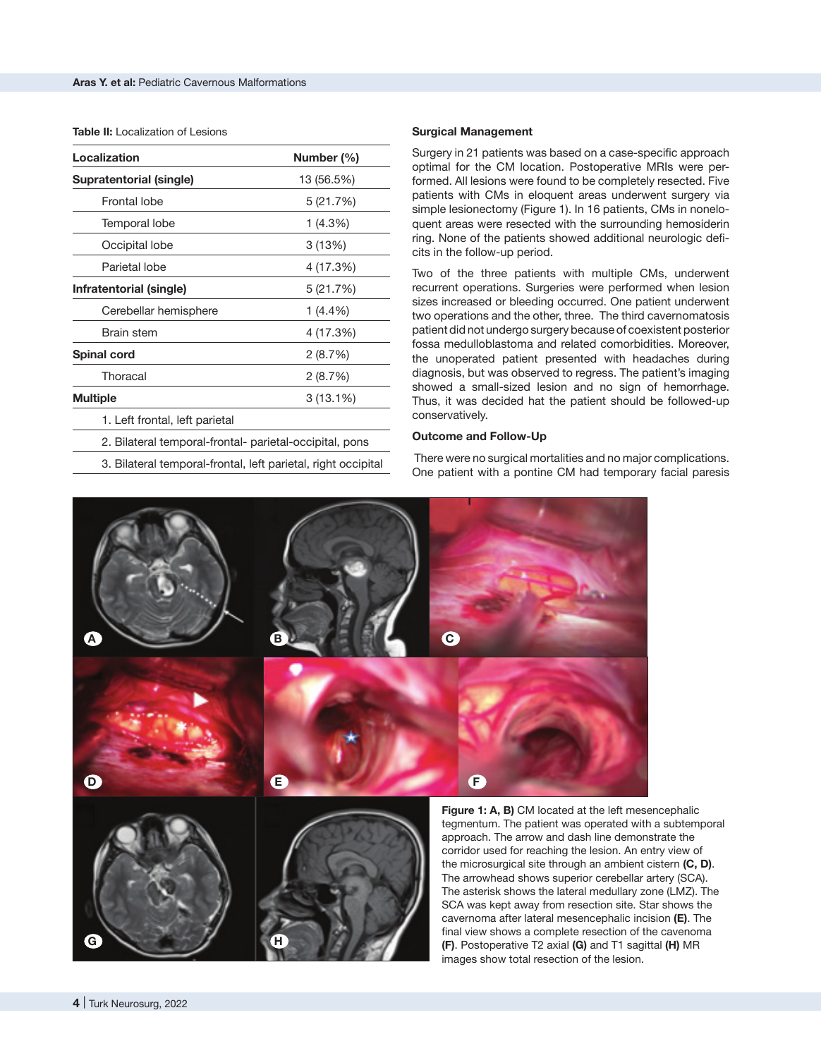**Table II:** Localization of Lesions

| Localization | Number (%) |
|---|---|
| **Supratentorial (single)** | 13 (56.5%) |
| Frontal lobe | 5 (21.7%) |
| Temporal lobe | 1 (4.3%) |
| Occipital lobe | 3 (13%) |
| Parietal lobe | 4 (17.3%) |
| **Infratentorial (single)** | 5 (21.7%) |
| Cerebellar hemisphere | 1 (4.4%) |
| Brain stem | 4 (17.3%) |
| **Spinal cord** | 2 (8.7%) |
| Thoracal | 2 (8.7%) |
| **Multiple** | 3 (13.1%) |
| 1. Left frontal, left parietal | |
| 2. Bilateral temporal-frontal- parietal-occipital, pons | |
| 3. Bilateral temporal-frontal, left parietal, right occipital | |

### Surgical Management

Surgery in 21 patients was based on a case-specific approach optimal for the CM location. Postoperative MRIs were performed. All lesions were found to be completely resected. Five patients with CMs in eloquent areas underwent surgery via simple lesionectomy (Figure 1). In 16 patients, CMs in noneloquent areas were resected with the surrounding hemosiderin ring. None of the patients showed additional neurologic deficits in the follow-up period.

Two of the three patients with multiple CMs, underwent recurrent operations. Surgeries were performed when lesion sizes increased or bleeding occurred. One patient underwent two operations and the other, three. The third cavernomatosis patient did not undergo surgery because of coexistent posterior fossa medulloblastoma and related comorbidities. Moreover, the unoperated patient presented with headaches during diagnosis, but was observed to regress. The patient's imaging showed a small-sized lesion and no sign of hemorrhage. Thus, it was decided hat the patient should be followed-up conservatively.

### Outcome and Follow-Up

There were no surgical mortalities and no major complications. One patient with a pontine CM had temporary facial paresis

**Figure 1: A, B)** CM located at the left mesencephalic tegmentum. The patient was operated with a subtemporal approach. The arrow and dash line demonstrate the corridor used for reaching the lesion. An entry view of the microsurgical site through an ambient cistern **(C, D)**. The arrowhead shows superior cerebellar artery (SCA). The asterisk shows the lateral medullary zone (LMZ). The SCA was kept away from resection site. Star shows the cavernoma after lateral mesencephalic incision **(E)**. The final view shows a complete resection of the cavenoma **(F)**. Postoperative T2 axial **(G)** and T1 sagittal **(H)** MR images show total resection of the lesion.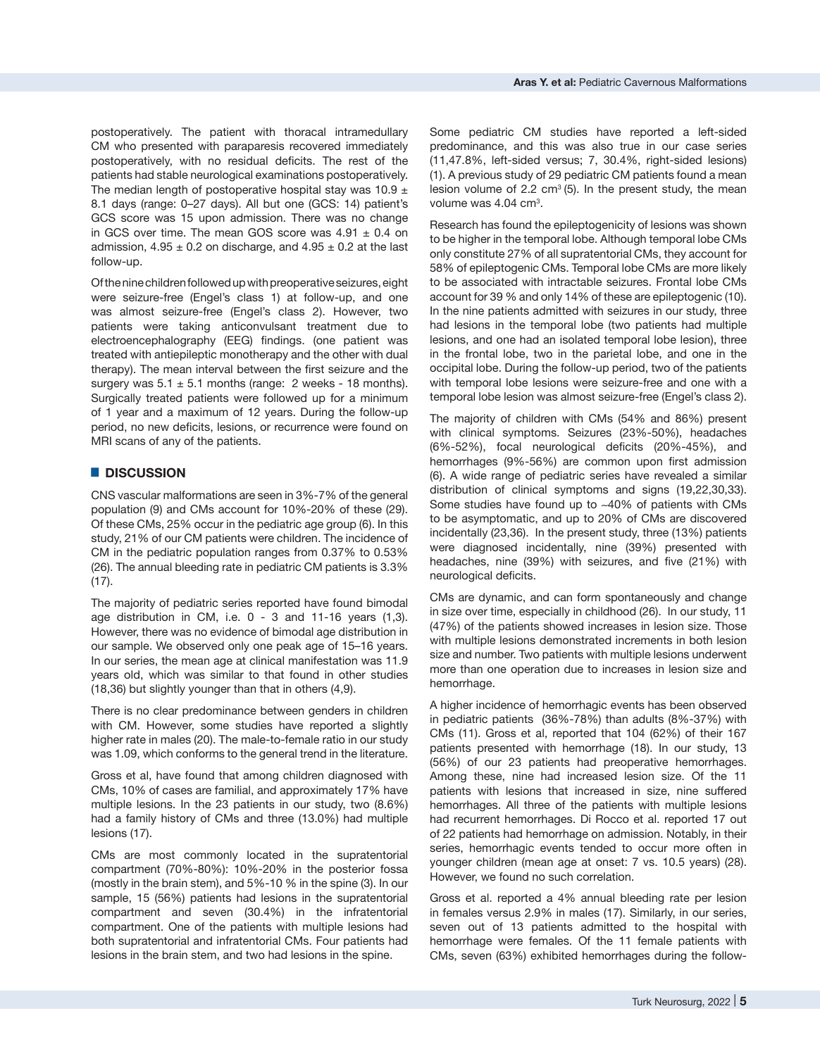postoperatively. The patient with thoracal intramedullary CM who presented with paraparesis recovered immediately postoperatively, with no residual deficits. The rest of the patients had stable neurological examinations postoperatively. The median length of postoperative hospital stay was 10.9 ± 8.1 days (range: 0–27 days). All but one (GCS: 14) patient's GCS score was 15 upon admission. There was no change in GCS over time. The mean GOS score was 4.91 ± 0.4 on admission, 4.95 ± 0.2 on discharge, and 4.95 ± 0.2 at the last follow-up.

Of the nine children followed up with preoperative seizures, eight were seizure-free (Engel's class 1) at follow-up, and one was almost seizure-free (Engel's class 2). However, two patients were taking anticonvulsant treatment due to electroencephalography (EEG) findings. (one patient was treated with antiepileptic monotherapy and the other with dual therapy). The mean interval between the first seizure and the surgery was 5.1 ± 5.1 months (range: 2 weeks - 18 months). Surgically treated patients were followed up for a minimum of 1 year and a maximum of 12 years. During the follow-up period, no new deficits, lesions, or recurrence were found on MRI scans of any of the patients.

## DISCUSSION

CNS vascular malformations are seen in 3%-7% of the general population (9) and CMs account for 10%-20% of these (29). Of these CMs, 25% occur in the pediatric age group (6). In this study, 21% of our CM patients were children. The incidence of CM in the pediatric population ranges from 0.37% to 0.53% (26). The annual bleeding rate in pediatric CM patients is 3.3% (17).

The majority of pediatric series reported have found bimodal age distribution in CM, i.e. 0 - 3 and 11-16 years (1,3). However, there was no evidence of bimodal age distribution in our sample. We observed only one peak age of 15–16 years. In our series, the mean age at clinical manifestation was 11.9 years old, which was similar to that found in other studies (18,36) but slightly younger than that in others (4,9).

There is no clear predominance between genders in children with CM. However, some studies have reported a slightly higher rate in males (20). The male-to-female ratio in our study was 1.09, which conforms to the general trend in the literature.

Gross et al, have found that among children diagnosed with CMs, 10% of cases are familial, and approximately 17% have multiple lesions. In the 23 patients in our study, two (8.6%) had a family history of CMs and three (13.0%) had multiple lesions (17).

CMs are most commonly located in the supratentorial compartment (70%-80%): 10%-20% in the posterior fossa (mostly in the brain stem), and 5%-10 % in the spine (3). In our sample, 15 (56%) patients had lesions in the supratentorial compartment and seven (30.4%) in the infratentorial compartment. One of the patients with multiple lesions had both supratentorial and infratentorial CMs. Four patients had lesions in the brain stem, and two had lesions in the spine.

Some pediatric CM studies have reported a left-sided predominance, and this was also true in our case series (11,47.8%, left-sided versus; 7, 30.4%, right-sided lesions) (1). A previous study of 29 pediatric CM patients found a mean lesion volume of 2.2 $cm^3$ (5). In the present study, the mean volume was 4.04 $cm^3$.

Research has found the epileptogenicity of lesions was shown to be higher in the temporal lobe. Although temporal lobe CMs only constitute 27% of all supratentorial CMs, they account for 58% of epileptogenic CMs. Temporal lobe CMs are more likely to be associated with intractable seizures. Frontal lobe CMs account for 39 % and only 14% of these are epileptogenic (10). In the nine patients admitted with seizures in our study, three had lesions in the temporal lobe (two patients had multiple lesions, and one had an isolated temporal lobe lesion), three in the frontal lobe, two in the parietal lobe, and one in the occipital lobe. During the follow-up period, two of the patients with temporal lobe lesions were seizure-free and one with a temporal lobe lesion was almost seizure-free (Engel's class 2).

The majority of children with CMs (54% and 86%) present with clinical symptoms. Seizures (23%-50%), headaches (6%-52%), focal neurological deficits (20%-45%), and hemorrhages (9%-56%) are common upon first admission (6). A wide range of pediatric series have revealed a similar distribution of clinical symptoms and signs (19,22,30,33). Some studies have found up to ~40% of patients with CMs to be asymptomatic, and up to 20% of CMs are discovered incidentally (23,36). In the present study, three (13%) patients were diagnosed incidentally, nine (39%) presented with headaches, nine (39%) with seizures, and five (21%) with neurological deficits.

CMs are dynamic, and can form spontaneously and change in size over time, especially in childhood (26). In our study, 11 (47%) of the patients showed increases in lesion size. Those with multiple lesions demonstrated increments in both lesion size and number. Two patients with multiple lesions underwent more than one operation due to increases in lesion size and hemorrhage.

A higher incidence of hemorrhagic events has been observed in pediatric patients (36%-78%) than adults (8%-37%) with CMs (11). Gross et al, reported that 104 (62%) of their 167 patients presented with hemorrhage (18). In our study, 13 (56%) of our 23 patients had preoperative hemorrhages. Among these, nine had increased lesion size. Of the 11 patients with lesions that increased in size, nine suffered hemorrhages. All three of the patients with multiple lesions had recurrent hemorrhages. Di Rocco et al. reported 17 out of 22 patients had hemorrhage on admission. Notably, in their series, hemorrhagic events tended to occur more often in younger children (mean age at onset: 7 vs. 10.5 years) (28). However, we found no such correlation.

Gross et al. reported a 4% annual bleeding rate per lesion in females versus 2.9% in males (17). Similarly, in our series, seven out of 13 patients admitted to the hospital with hemorrhage were females. Of the 11 female patients with CMs, seven (63%) exhibited hemorrhages during the follow-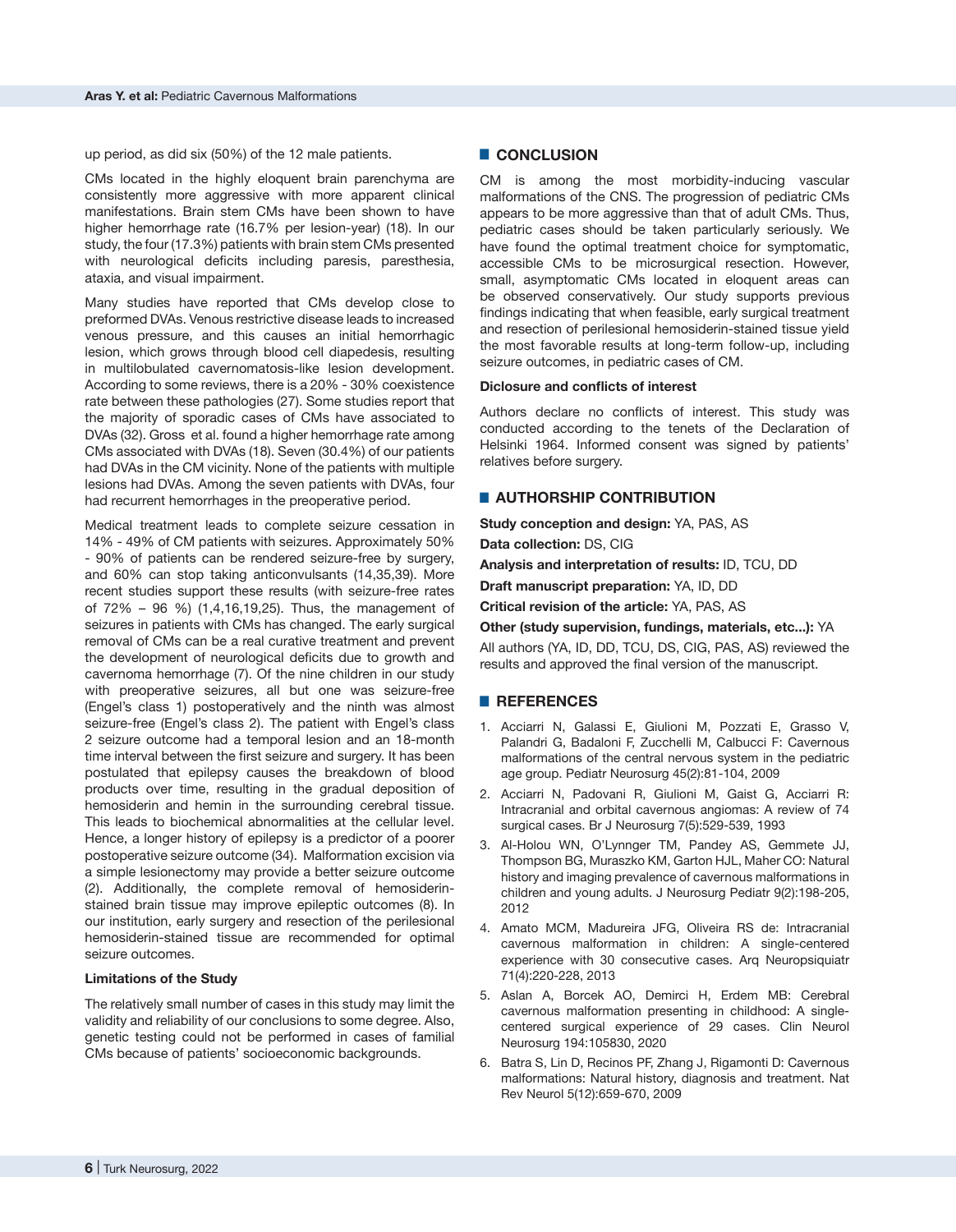up period, as did six (50%) of the 12 male patients.

CMs located in the highly eloquent brain parenchyma are consistently more aggressive with more apparent clinical manifestations. Brain stem CMs have been shown to have higher hemorrhage rate (16.7% per lesion-year) (18). In our study, the four (17.3%) patients with brain stem CMs presented with neurological deficits including paresis, paresthesia, ataxia, and visual impairment.

Many studies have reported that CMs develop close to preformed DVAs. Venous restrictive disease leads to increased venous pressure, and this causes an initial hemorrhagic lesion, which grows through blood cell diapedesis, resulting in multilobulated cavernomatosis-like lesion development. According to some reviews, there is a 20% - 30% coexistence rate between these pathologies (27). Some studies report that the majority of sporadic cases of CMs have associated to DVAs (32). Gross et al. found a higher hemorrhage rate among CMs associated with DVAs (18). Seven (30.4%) of our patients had DVAs in the CM vicinity. None of the patients with multiple lesions had DVAs. Among the seven patients with DVAs, four had recurrent hemorrhages in the preoperative period.

Medical treatment leads to complete seizure cessation in 14% - 49% of CM patients with seizures. Approximately 50% - 90% of patients can be rendered seizure-free by surgery, and 60% can stop taking anticonvulsants (14,35,39). More recent studies support these results (with seizure-free rates of 72% – 96 %) (1,4,16,19,25). Thus, the management of seizures in patients with CMs has changed. The early surgical removal of CMs can be a real curative treatment and prevent the development of neurological deficits due to growth and cavernoma hemorrhage (7). Of the nine children in our study with preoperative seizures, all but one was seizure-free (Engel's class 1) postoperatively and the ninth was almost seizure-free (Engel's class 2). The patient with Engel's class 2 seizure outcome had a temporal lesion and an 18-month time interval between the first seizure and surgery. It has been postulated that epilepsy causes the breakdown of blood products over time, resulting in the gradual deposition of hemosiderin and hemin in the surrounding cerebral tissue. This leads to biochemical abnormalities at the cellular level. Hence, a longer history of epilepsy is a predictor of a poorer postoperative seizure outcome (34). Malformation excision via a simple lesionectomy may provide a better seizure outcome (2). Additionally, the complete removal of hemosiderin-stained brain tissue may improve epileptic outcomes (8). In our institution, early surgery and resection of the perilesional hemosiderin-stained tissue are recommended for optimal seizure outcomes.

### Limitations of the Study

The relatively small number of cases in this study may limit the validity and reliability of our conclusions to some degree. Also, genetic testing could not be performed in cases of familial CMs because of patients' socioeconomic backgrounds.

## CONCLUSION

CM is among the most morbidity-inducing vascular malformations of the CNS. The progression of pediatric CMs appears to be more aggressive than that of adult CMs. Thus, pediatric cases should be taken particularly seriously. We have found the optimal treatment choice for symptomatic, accessible CMs to be microsurgical resection. However, small, asymptomatic CMs located in eloquent areas can be observed conservatively. Our study supports previous findings indicating that when feasible, early surgical treatment and resection of perilesional hemosiderin-stained tissue yield the most favorable results at long-term follow-up, including seizure outcomes, in pediatric cases of CM.

### Diclosure and conflicts of interest

Authors declare no conflicts of interest. This study was conducted according to the tenets of the Declaration of Helsinki 1964. Informed consent was signed by patients' relatives before surgery.

## AUTHORSHIP CONTRIBUTION

**Study conception and design:** YA, PAS, AS

**Data collection:** DS, CIG

**Analysis and interpretation of results:** ID, TCU, DD

**Draft manuscript preparation:** YA, ID, DD

**Critical revision of the article:** YA, PAS, AS

**Other (study supervision, fundings, materials, etc...):** YA

All authors (YA, ID, DD, TCU, DS, CIG, PAS, AS) reviewed the results and approved the final version of the manuscript.

## REFERENCES

1. Acciarri N, Galassi E, Giulioni M, Pozzati E, Grasso V, Palandri G, Badaloni F, Zucchelli M, Calbucci F: Cavernous malformations of the central nervous system in the pediatric age group. Pediatr Neurosurg 45(2):81-104, 2009
2. Acciarri N, Padovani R, Giulioni M, Gaist G, Acciarri R: Intracranial and orbital cavernous angiomas: A review of 74 surgical cases. Br J Neurosurg 7(5):529-539, 1993
3. Al-Holou WN, O'Lynnger TM, Pandey AS, Gemmete JJ, Thompson BG, Muraszko KM, Garton HJL, Maher CO: Natural history and imaging prevalence of cavernous malformations in children and young adults. J Neurosurg Pediatr 9(2):198-205, 2012
4. Amato MCM, Madureira JFG, Oliveira RS de: Intracranial cavernous malformation in children: A single-centered experience with 30 consecutive cases. Arq Neuropsiquiatr 71(4):220-228, 2013
5. Aslan A, Borcek AO, Demirci H, Erdem MB: Cerebral cavernous malformation presenting in childhood: A single-centered surgical experience of 29 cases. Clin Neurol Neurosurg 194:105830, 2020
6. Batra S, Lin D, Recinos PF, Zhang J, Rigamonti D: Cavernous malformations: Natural history, diagnosis and treatment. Nat Rev Neurol 5(12):659-670, 2009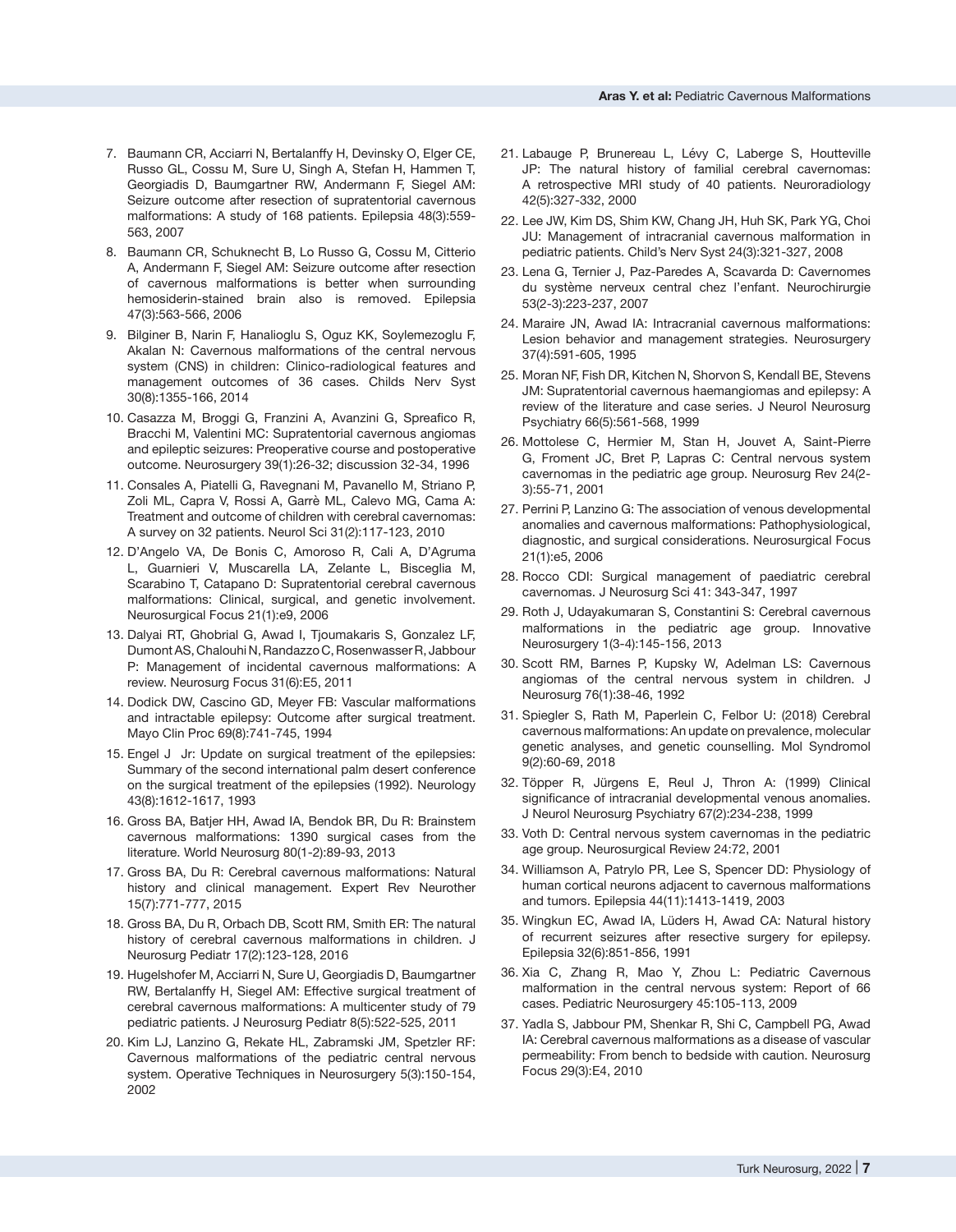7. Baumann CR, Acciarri N, Bertalanffy H, Devinsky O, Elger CE, Russo GL, Cossu M, Sure U, Singh A, Stefan H, Hammen T, Georgiadis D, Baumgartner RW, Andermann F, Siegel AM: Seizure outcome after resection of supratentorial cavernous malformations: A study of 168 patients. Epilepsia 48(3):559-563, 2007
8. Baumann CR, Schuknecht B, Lo Russo G, Cossu M, Citterio A, Andermann F, Siegel AM: Seizure outcome after resection of cavernous malformations is better when surrounding hemosiderin-stained brain also is removed. Epilepsia 47(3):563-566, 2006
9. Bilginer B, Narin F, Hanalioglu S, Oguz KK, Soylemezoglu F, Akalan N: Cavernous malformations of the central nervous system (CNS) in children: Clinico-radiological features and management outcomes of 36 cases. Childs Nerv Syst 30(8):1355-166, 2014
10. Casazza M, Broggi G, Franzini A, Avanzini G, Spreafico R, Bracchi M, Valentini MC: Supratentorial cavernous angiomas and epileptic seizures: Preoperative course and postoperative outcome. Neurosurgery 39(1):26-32; discussion 32-34, 1996
11. Consales A, Piatelli G, Ravegnani M, Pavanello M, Striano P, Zoli ML, Capra V, Rossi A, Garrè ML, Calevo MG, Cama A: Treatment and outcome of children with cerebral cavernomas: A survey on 32 patients. Neurol Sci 31(2):117-123, 2010
12. D'Angelo VA, De Bonis C, Amoroso R, Cali A, D'Agruma L, Guarnieri V, Muscarella LA, Zelante L, Bisceglia M, Scarabino T, Catapano D: Supratentorial cerebral cavernous malformations: Clinical, surgical, and genetic involvement. Neurosurgical Focus 21(1):e9, 2006
13. Dalyai RT, Ghobrial G, Awad I, Tjoumakaris S, Gonzalez LF, Dumont AS, Chalouhi N, Randazzo C, Rosenwasser R, Jabbour P: Management of incidental cavernous malformations: A review. Neurosurg Focus 31(6):E5, 2011
14. Dodick DW, Cascino GD, Meyer FB: Vascular malformations and intractable epilepsy: Outcome after surgical treatment. Mayo Clin Proc 69(8):741-745, 1994
15. Engel J Jr: Update on surgical treatment of the epilepsies: Summary of the second international palm desert conference on the surgical treatment of the epilepsies (1992). Neurology 43(8):1612-1617, 1993
16. Gross BA, Batjer HH, Awad IA, Bendok BR, Du R: Brainstem cavernous malformations: 1390 surgical cases from the literature. World Neurosurg 80(1-2):89-93, 2013
17. Gross BA, Du R: Cerebral cavernous malformations: Natural history and clinical management. Expert Rev Neurother 15(7):771-777, 2015
18. Gross BA, Du R, Orbach DB, Scott RM, Smith ER: The natural history of cerebral cavernous malformations in children. J Neurosurg Pediatr 17(2):123-128, 2016
19. Hugelshofer M, Acciarri N, Sure U, Georgiadis D, Baumgartner RW, Bertalanffy H, Siegel AM: Effective surgical treatment of cerebral cavernous malformations: A multicenter study of 79 pediatric patients. J Neurosurg Pediatr 8(5):522-525, 2011
20. Kim LJ, Lanzino G, Rekate HL, Zabramski JM, Spetzler RF: Cavernous malformations of the pediatric central nervous system. Operative Techniques in Neurosurgery 5(3):150-154, 2002
21. Labauge P, Brunereau L, Lévy C, Laberge S, Houtteville JP: The natural history of familial cerebral cavernomas: A retrospective MRI study of 40 patients. Neuroradiology 42(5):327-332, 2000
22. Lee JW, Kim DS, Shim KW, Chang JH, Huh SK, Park YG, Choi JU: Management of intracranial cavernous malformation in pediatric patients. Child's Nerv Syst 24(3):321-327, 2008
23. Lena G, Ternier J, Paz-Paredes A, Scavarda D: Cavernomes du système nerveux central chez l'enfant. Neurochirurgie 53(2-3):223-237, 2007
24. Maraire JN, Awad IA: Intracranial cavernous malformations: Lesion behavior and management strategies. Neurosurgery 37(4):591-605, 1995
25. Moran NF, Fish DR, Kitchen N, Shorvon S, Kendall BE, Stevens JM: Supratentorial cavernous haemangiomas and epilepsy: A review of the literature and case series. J Neurol Neurosurg Psychiatry 66(5):561-568, 1999
26. Mottolese C, Hermier M, Stan H, Jouvet A, Saint-Pierre G, Froment JC, Bret P, Lapras C: Central nervous system cavernomas in the pediatric age group. Neurosurg Rev 24(2-3):55-71, 2001
27. Perrini P, Lanzino G: The association of venous developmental anomalies and cavernous malformations: Pathophysiological, diagnostic, and surgical considerations. Neurosurgical Focus 21(1):e5, 2006
28. Rocco CDI: Surgical management of paediatric cerebral cavernomas. J Neurosurg Sci 41: 343-347, 1997
29. Roth J, Udayakumaran S, Constantini S: Cerebral cavernous malformations in the pediatric age group. Innovative Neurosurgery 1(3-4):145-156, 2013
30. Scott RM, Barnes P, Kupsky W, Adelman LS: Cavernous angiomas of the central nervous system in children. J Neurosurg 76(1):38-46, 1992
31. Spiegler S, Rath M, Paperlein C, Felbor U: (2018) Cerebral cavernous malformations: An update on prevalence, molecular genetic analyses, and genetic counselling. Mol Syndromol 9(2):60-69, 2018
32. Töpper R, Jürgens E, Reul J, Thron A: (1999) Clinical significance of intracranial developmental venous anomalies. J Neurol Neurosurg Psychiatry 67(2):234-238, 1999
33. Voth D: Central nervous system cavernomas in the pediatric age group. Neurosurgical Review 24:72, 2001
34. Williamson A, Patrylo PR, Lee S, Spencer DD: Physiology of human cortical neurons adjacent to cavernous malformations and tumors. Epilepsia 44(11):1413-1419, 2003
35. Wingkun EC, Awad IA, Lüders H, Awad CA: Natural history of recurrent seizures after resective surgery for epilepsy. Epilepsia 32(6):851-856, 1991
36. Xia C, Zhang R, Mao Y, Zhou L: Pediatric Cavernous malformation in the central nervous system: Report of 66 cases. Pediatric Neurosurgery 45:105-113, 2009
37. Yadla S, Jabbour PM, Shenkar R, Shi C, Campbell PG, Awad IA: Cerebral cavernous malformations as a disease of vascular permeability: From bench to bedside with caution. Neurosurg Focus 29(3):E4, 2010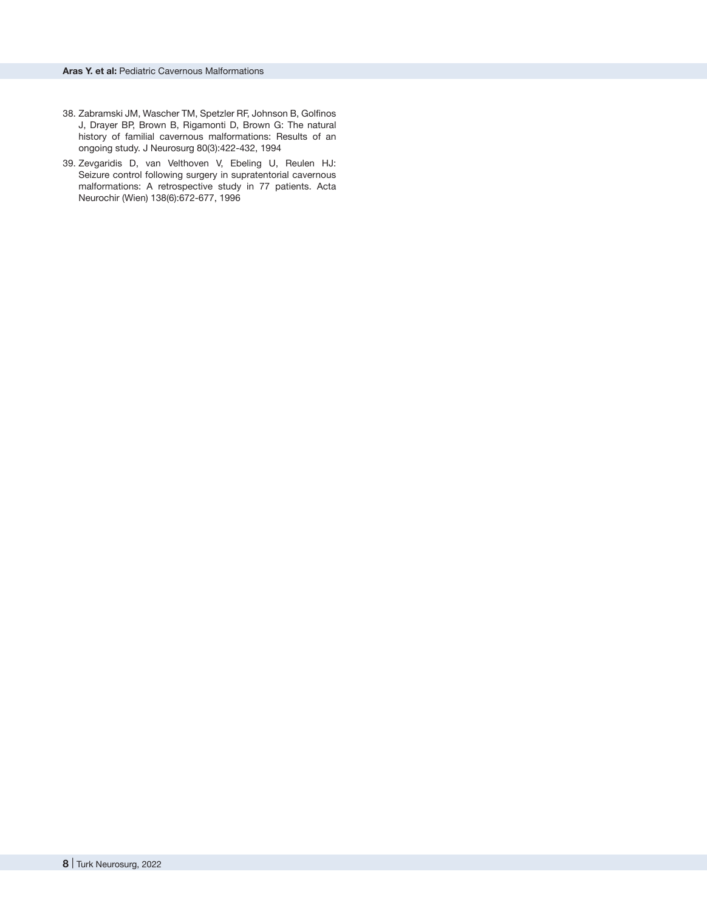38. Zabramski JM, Wascher TM, Spetzler RF, Johnson B, Golfinos J, Drayer BP, Brown B, Rigamonti D, Brown G: The natural history of familial cavernous malformations: Results of an ongoing study. J Neurosurg 80(3):422-432, 1994
39. Zevgaridis D, van Velthoven V, Ebeling U, Reulen HJ: Seizure control following surgery in supratentorial cavernous malformations: A retrospective study in 77 patients. Acta Neurochir (Wien) 138(6):672-677, 1996